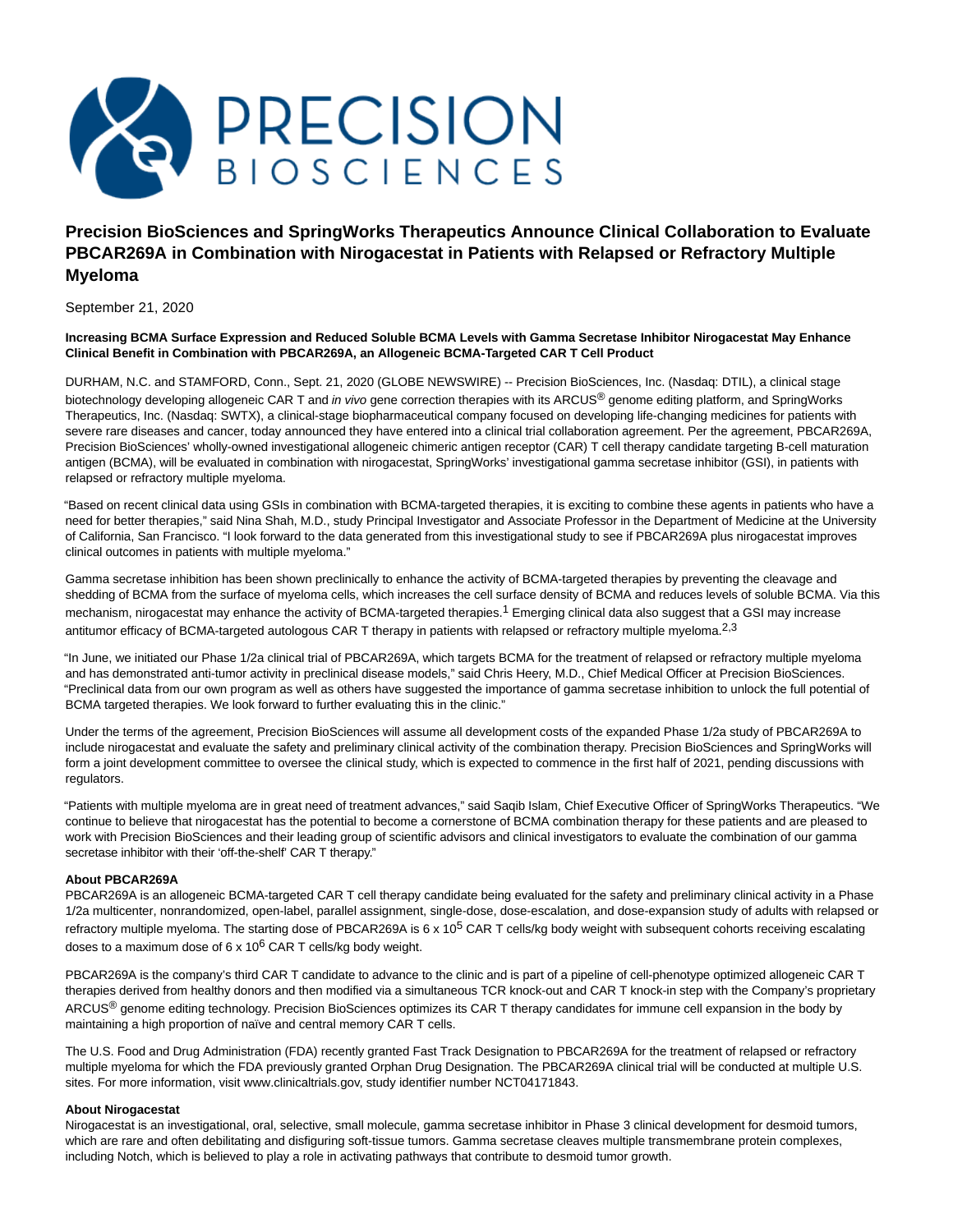# Precision BioSciences and SpringWorks Therapeutics Announce Clinical Collaboration to Evaluate PBCAR269A in Combination with Nirogacestat in Patients with Relapsed or Refractory Multiple Myeloma

September 21, 2020

**Increasing BCMA Surface Expression and Reduced Soluble BCMA Levels with Gamma Secretase Inhibitor Nirogacestat May Enhance Clinical Benefit in Combination with PBCAR269A, an Allogeneic BCMA-Targeted CAR T Cell Product**

DURHAM, N.C. and STAMFORD, Conn., Sept. 21, 2020 (GLOBE NEWSWIRE) -- Precision BioSciences, Inc. (Nasdaq: DTIL), a clinical stage biotechnology developing allogeneic CAR T and *in vivo* gene correction therapies with its ARCUS® genome editing platform, and SpringWorks Therapeutics, Inc. (Nasdaq: SWTX), a clinical-stage biopharmaceutical company focused on developing life-changing medicines for patients with severe rare diseases and cancer, today announced they have entered into a clinical trial collaboration agreement. Per the agreement, PBCAR269A, Precision BioSciences' wholly-owned investigational allogeneic chimeric antigen receptor (CAR) T cell therapy candidate targeting B-cell maturation antigen (BCMA), will be evaluated in combination with nirogacestat, SpringWorks' investigational gamma secretase inhibitor (GSI), in patients with relapsed or refractory multiple myeloma.

"Based on recent clinical data using GSIs in combination with BCMA-targeted therapies, it is exciting to combine these agents in patients who have a need for better therapies," said Nina Shah, M.D., study Principal Investigator and Associate Professor in the Department of Medicine at the University of California, San Francisco. "I look forward to the data generated from this investigational study to see if PBCAR269A plus nirogacestat improves clinical outcomes in patients with multiple myeloma."

Gamma secretase inhibition has been shown preclinically to enhance the activity of BCMA-targeted therapies by preventing the cleavage and shedding of BCMA from the surface of myeloma cells, which increases the cell surface density of BCMA and reduces levels of soluble BCMA. Via this mechanism, nirogacestat may enhance the activity of BCMA-targeted therapies.[1] Emerging clinical data also suggest that a GSI may increase antitumor efficacy of BCMA-targeted autologous CAR T therapy in patients with relapsed or refractory multiple myeloma.[2,3]

"In June, we initiated our Phase 1/2a clinical trial of PBCAR269A, which targets BCMA for the treatment of relapsed or refractory multiple myeloma and has demonstrated anti-tumor activity in preclinical disease models," said Chris Heery, M.D., Chief Medical Officer at Precision BioSciences. "Preclinical data from our own program as well as others have suggested the importance of gamma secretase inhibition to unlock the full potential of BCMA targeted therapies. We look forward to further evaluating this in the clinic."

Under the terms of the agreement, Precision BioSciences will assume all development costs of the expanded Phase 1/2a study of PBCAR269A to include nirogacestat and evaluate the safety and preliminary clinical activity of the combination therapy. Precision BioSciences and SpringWorks will form a joint development committee to oversee the clinical study, which is expected to commence in the first half of 2021, pending discussions with regulators.

"Patients with multiple myeloma are in great need of treatment advances," said Saqib Islam, Chief Executive Officer of SpringWorks Therapeutics. "We continue to believe that nirogacestat has the potential to become a cornerstone of BCMA combination therapy for these patients and are pleased to work with Precision BioSciences and their leading group of scientific advisors and clinical investigators to evaluate the combination of our gamma secretase inhibitor with their 'off-the-shelf' CAR T therapy."

**About PBCAR269A**

PBCAR269A is an allogeneic BCMA-targeted CAR T cell therapy candidate being evaluated for the safety and preliminary clinical activity in a Phase 1/2a multicenter, nonrandomized, open-label, parallel assignment, single-dose, dose-escalation, and dose-expansion study of adults with relapsed or refractory multiple myeloma. The starting dose of PBCAR269A is $6 \times 10^5$ CAR T cells/kg body weight with subsequent cohorts receiving escalating doses to a maximum dose of $6 \times 10^6$ CAR T cells/kg body weight.

PBCAR269A is the company's third CAR T candidate to advance to the clinic and is part of a pipeline of cell-phenotype optimized allogeneic CAR T therapies derived from healthy donors and then modified via a simultaneous TCR knock-out and CAR T knock-in step with the Company's proprietary ARCUS® genome editing technology. Precision BioSciences optimizes its CAR T therapy candidates for immune cell expansion in the body by maintaining a high proportion of naïve and central memory CAR T cells.

The U.S. Food and Drug Administration (FDA) recently granted Fast Track Designation to PBCAR269A for the treatment of relapsed or refractory multiple myeloma for which the FDA previously granted Orphan Drug Designation. The PBCAR269A clinical trial will be conducted at multiple U.S. sites. For more information, visit www.clinicaltrials.gov, study identifier number NCT04171843.

**About Nirogacestat**

Nirogacestat is an investigational, oral, selective, small molecule, gamma secretase inhibitor in Phase 3 clinical development for desmoid tumors, which are rare and often debilitating and disfiguring soft-tissue tumors. Gamma secretase cleaves multiple transmembrane protein complexes, including Notch, which is believed to play a role in activating pathways that contribute to desmoid tumor growth.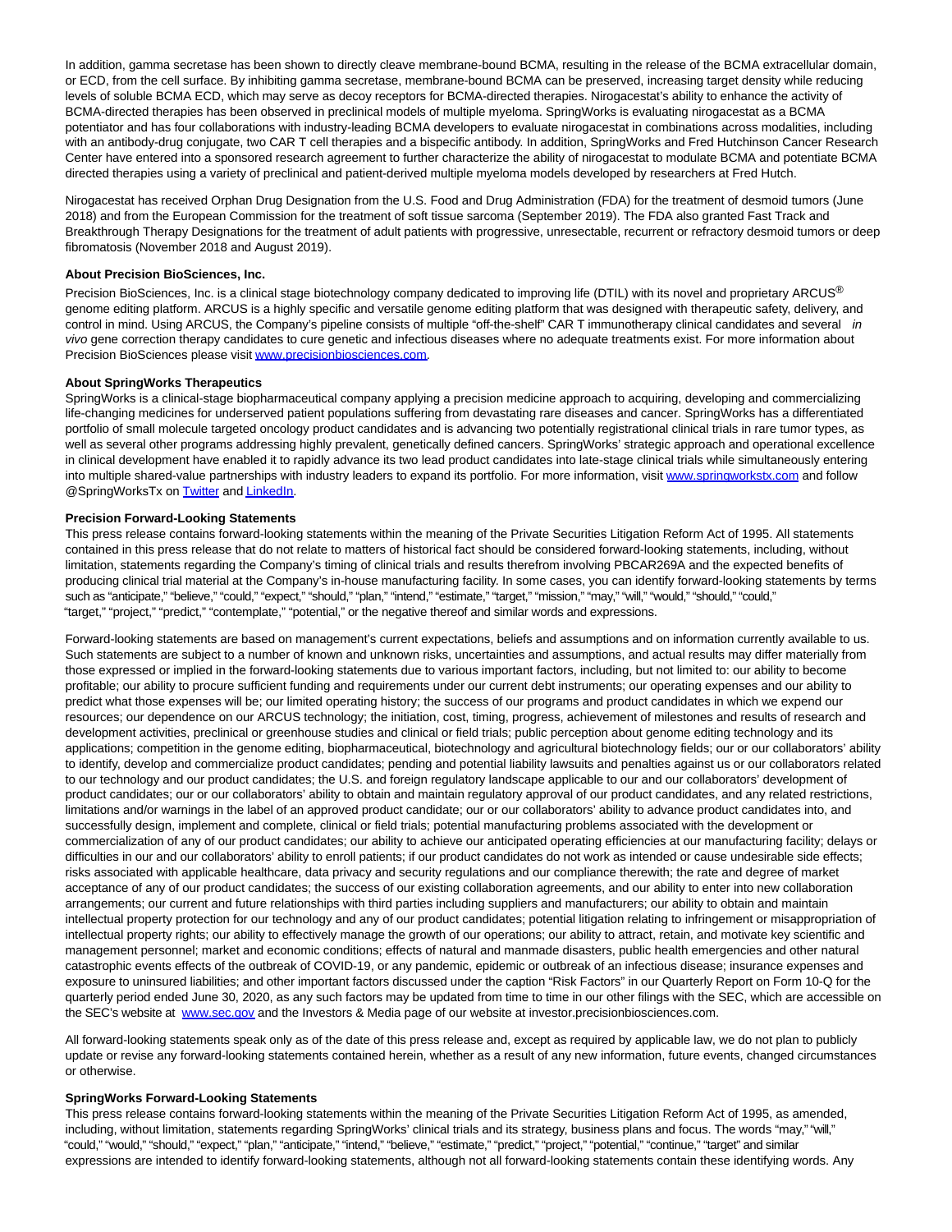In addition, gamma secretase has been shown to directly cleave membrane-bound BCMA, resulting in the release of the BCMA extracellular domain, or ECD, from the cell surface. By inhibiting gamma secretase, membrane-bound BCMA can be preserved, increasing target density while reducing levels of soluble BCMA ECD, which may serve as decoy receptors for BCMA-directed therapies. Nirogacestat's ability to enhance the activity of BCMA-directed therapies has been observed in preclinical models of multiple myeloma. SpringWorks is evaluating nirogacestat as a BCMA potentiator and has four collaborations with industry-leading BCMA developers to evaluate nirogacestat in combinations across modalities, including with an antibody-drug conjugate, two CAR T cell therapies and a bispecific antibody. In addition, SpringWorks and Fred Hutchinson Cancer Research Center have entered into a sponsored research agreement to further characterize the ability of nirogacestat to modulate BCMA and potentiate BCMA directed therapies using a variety of preclinical and patient-derived multiple myeloma models developed by researchers at Fred Hutch.

Nirogacestat has received Orphan Drug Designation from the U.S. Food and Drug Administration (FDA) for the treatment of desmoid tumors (June 2018) and from the European Commission for the treatment of soft tissue sarcoma (September 2019). The FDA also granted Fast Track and Breakthrough Therapy Designations for the treatment of adult patients with progressive, unresectable, recurrent or refractory desmoid tumors or deep fibromatosis (November 2018 and August 2019).

**About Precision BioSciences, Inc.**

Precision BioSciences, Inc. is a clinical stage biotechnology company dedicated to improving life (DTIL) with its novel and proprietary ARCUS® genome editing platform. ARCUS is a highly specific and versatile genome editing platform that was designed with therapeutic safety, delivery, and control in mind. Using ARCUS, the Company's pipeline consists of multiple "off-the-shelf" CAR T immunotherapy clinical candidates and several *in vivo* gene correction therapy candidates to cure genetic and infectious diseases where no adequate treatments exist. For more information about Precision BioSciences please visit www.precisionbiosciences.com.

**About SpringWorks Therapeutics**

SpringWorks is a clinical-stage biopharmaceutical company applying a precision medicine approach to acquiring, developing and commercializing life-changing medicines for underserved patient populations suffering from devastating rare diseases and cancer. SpringWorks has a differentiated portfolio of small molecule targeted oncology product candidates and is advancing two potentially registrational clinical trials in rare tumor types, as well as several other programs addressing highly prevalent, genetically defined cancers. SpringWorks' strategic approach and operational excellence in clinical development have enabled it to rapidly advance its two lead product candidates into late-stage clinical trials while simultaneously entering into multiple shared-value partnerships with industry leaders to expand its portfolio. For more information, visit www.springworkstx.com and follow @SpringWorksTx on Twitter and LinkedIn.

**Precision Forward-Looking Statements**

This press release contains forward-looking statements within the meaning of the Private Securities Litigation Reform Act of 1995. All statements contained in this press release that do not relate to matters of historical fact should be considered forward-looking statements, including, without limitation, statements regarding the Company's timing of clinical trials and results therefrom involving PBCAR269A and the expected benefits of producing clinical trial material at the Company's in-house manufacturing facility. In some cases, you can identify forward-looking statements by terms such as "anticipate," "believe," "could," "expect," "should," "plan," "intend," "estimate," "target," "mission," "may," "will," "would," "should," "could," "target," "project," "predict," "contemplate," "potential," or the negative thereof and similar words and expressions.

Forward-looking statements are based on management's current expectations, beliefs and assumptions and on information currently available to us. Such statements are subject to a number of known and unknown risks, uncertainties and assumptions, and actual results may differ materially from those expressed or implied in the forward-looking statements due to various important factors, including, but not limited to: our ability to become profitable; our ability to procure sufficient funding and requirements under our current debt instruments; our operating expenses and our ability to predict what those expenses will be; our limited operating history; the success of our programs and product candidates in which we expend our resources; our dependence on our ARCUS technology; the initiation, cost, timing, progress, achievement of milestones and results of research and development activities, preclinical or greenhouse studies and clinical or field trials; public perception about genome editing technology and its applications; competition in the genome editing, biopharmaceutical, biotechnology and agricultural biotechnology fields; our or our collaborators' ability to identify, develop and commercialize product candidates; pending and potential liability lawsuits and penalties against us or our collaborators related to our technology and our product candidates; the U.S. and foreign regulatory landscape applicable to our and our collaborators' development of product candidates; our or our collaborators' ability to obtain and maintain regulatory approval of our product candidates, and any related restrictions, limitations and/or warnings in the label of an approved product candidate; our or our collaborators' ability to advance product candidates into, and successfully design, implement and complete, clinical or field trials; potential manufacturing problems associated with the development or commercialization of any of our product candidates; our ability to achieve our anticipated operating efficiencies at our manufacturing facility; delays or difficulties in our and our collaborators' ability to enroll patients; if our product candidates do not work as intended or cause undesirable side effects; risks associated with applicable healthcare, data privacy and security regulations and our compliance therewith; the rate and degree of market acceptance of any of our product candidates; the success of our existing collaboration agreements, and our ability to enter into new collaboration arrangements; our current and future relationships with third parties including suppliers and manufacturers; our ability to obtain and maintain intellectual property protection for our technology and any of our product candidates; potential litigation relating to infringement or misappropriation of intellectual property rights; our ability to effectively manage the growth of our operations; our ability to attract, retain, and motivate key scientific and management personnel; market and economic conditions; effects of natural and manmade disasters, public health emergencies and other natural catastrophic events effects of the outbreak of COVID-19, or any pandemic, epidemic or outbreak of an infectious disease; insurance expenses and exposure to uninsured liabilities; and other important factors discussed under the caption "Risk Factors" in our Quarterly Report on Form 10-Q for the quarterly period ended June 30, 2020, as any such factors may be updated from time to time in our other filings with the SEC, which are accessible on the SEC's website at www.sec.gov and the Investors & Media page of our website at investor.precisionbiosciences.com.

All forward-looking statements speak only as of the date of this press release and, except as required by applicable law, we do not plan to publicly update or revise any forward-looking statements contained herein, whether as a result of any new information, future events, changed circumstances or otherwise.

**SpringWorks Forward-Looking Statements**

This press release contains forward-looking statements within the meaning of the Private Securities Litigation Reform Act of 1995, as amended, including, without limitation, statements regarding SpringWorks' clinical trials and its strategy, business plans and focus. The words "may," "will," "could," "would," "should," "expect," "plan," "anticipate," "intend," "believe," "estimate," "predict," "project," "potential," "continue," "target" and similar expressions are intended to identify forward-looking statements, although not all forward-looking statements contain these identifying words. Any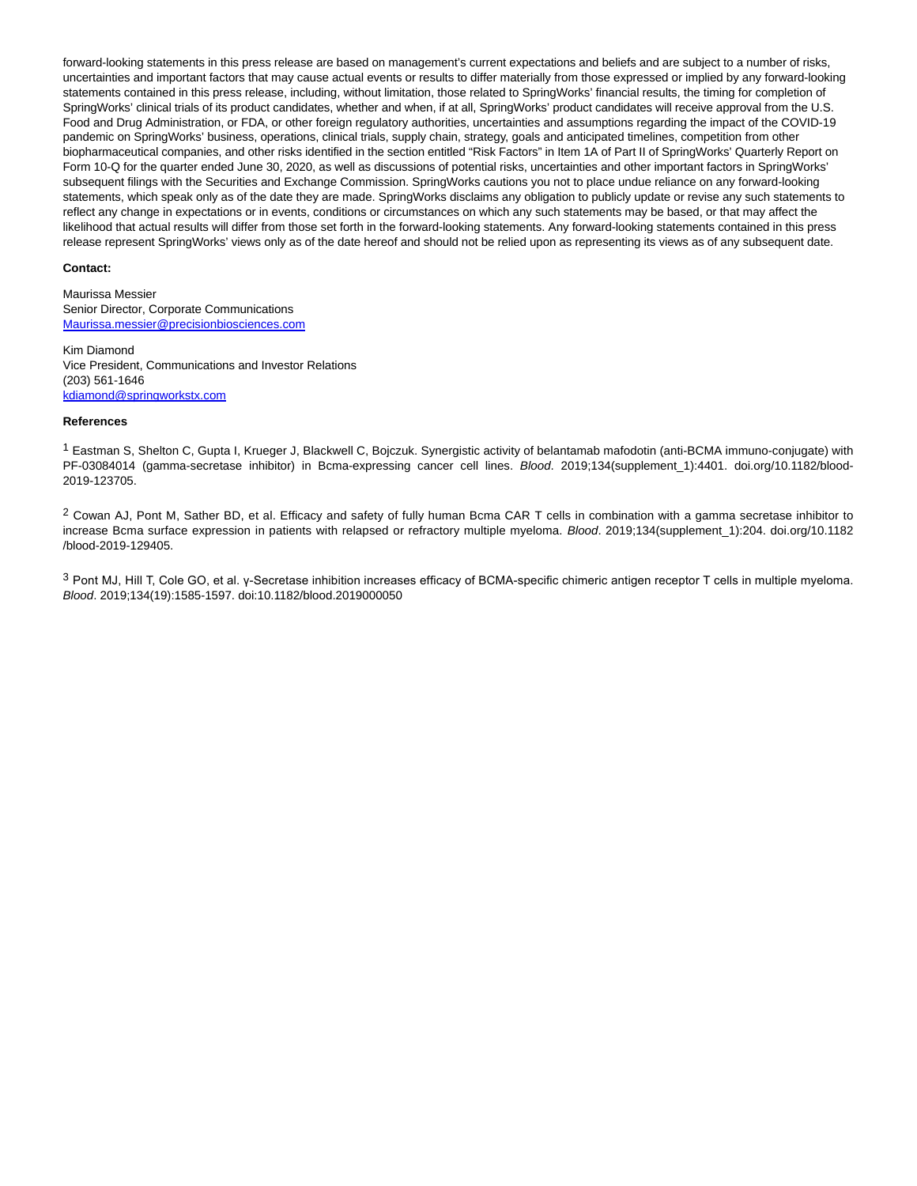forward-looking statements in this press release are based on management's current expectations and beliefs and are subject to a number of risks, uncertainties and important factors that may cause actual events or results to differ materially from those expressed or implied by any forward-looking statements contained in this press release, including, without limitation, those related to SpringWorks' financial results, the timing for completion of SpringWorks' clinical trials of its product candidates, whether and when, if at all, SpringWorks' product candidates will receive approval from the U.S. Food and Drug Administration, or FDA, or other foreign regulatory authorities, uncertainties and assumptions regarding the impact of the COVID-19 pandemic on SpringWorks' business, operations, clinical trials, supply chain, strategy, goals and anticipated timelines, competition from other biopharmaceutical companies, and other risks identified in the section entitled "Risk Factors" in Item 1A of Part II of SpringWorks' Quarterly Report on Form 10-Q for the quarter ended June 30, 2020, as well as discussions of potential risks, uncertainties and other important factors in SpringWorks' subsequent filings with the Securities and Exchange Commission. SpringWorks cautions you not to place undue reliance on any forward-looking statements, which speak only as of the date they are made. SpringWorks disclaims any obligation to publicly update or revise any such statements to reflect any change in expectations or in events, conditions or circumstances on which any such statements may be based, or that may affect the likelihood that actual results will differ from those set forth in the forward-looking statements. Any forward-looking statements contained in this press release represent SpringWorks' views only as of the date hereof and should not be relied upon as representing its views as of any subsequent date.

**Contact:**

Maurissa Messier
Senior Director, Corporate Communications
Maurissa.messier@precisionbiosciences.com

Kim Diamond
Vice President, Communications and Investor Relations
(203) 561-1646
kdiamond@springworkstx.com

**References**

[1] Eastman S, Shelton C, Gupta I, Krueger J, Blackwell C, Bojczuk. Synergistic activity of belantamab mafodotin (anti-BCMA immuno-conjugate) with PF-03084014 (gamma-secretase inhibitor) in Bcma-expressing cancer cell lines. *Blood*. 2019;134(supplement_1):4401. doi.org/10.1182/blood-2019-123705.

[2] Cowan AJ, Pont M, Sather BD, et al. Efficacy and safety of fully human Bcma CAR T cells in combination with a gamma secretase inhibitor to increase Bcma surface expression in patients with relapsed or refractory multiple myeloma. *Blood*. 2019;134(supplement_1):204. doi.org/10.1182/blood-2019-129405.

[3] Pont MJ, Hill T, Cole GO, et al. γ-Secretase inhibition increases efficacy of BCMA-specific chimeric antigen receptor T cells in multiple myeloma. *Blood*. 2019;134(19):1585-1597. doi:10.1182/blood.2019000050